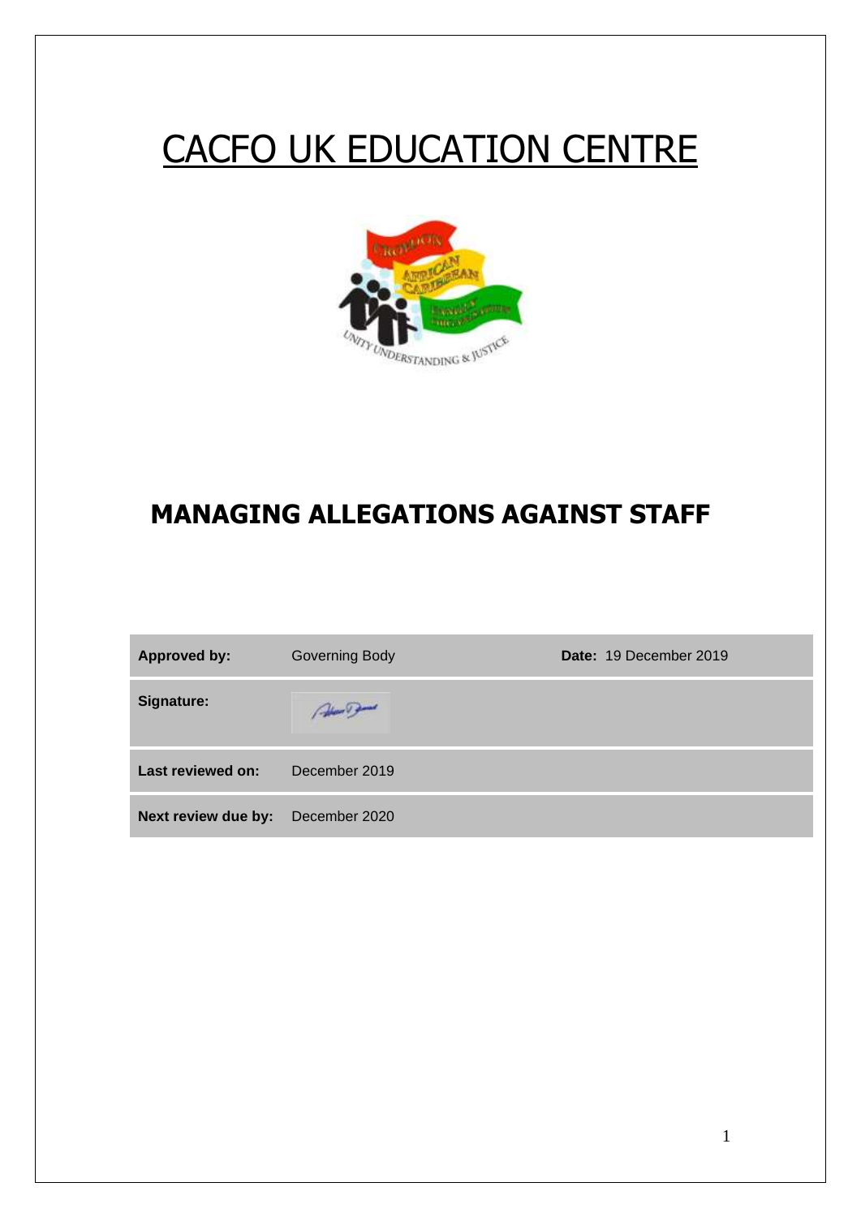# CACFO UK EDUCATION CENTRE

## MANAGING ALLEGATIONS AGAINST STAFF

| **Approved by:** | Governing Body | **Date:** 19 December 2019 |
|---|---|---|
| **Signature:** | | |
| **Last reviewed on:** | December 2019 | |
| **Next review due by:** | December 2020 | |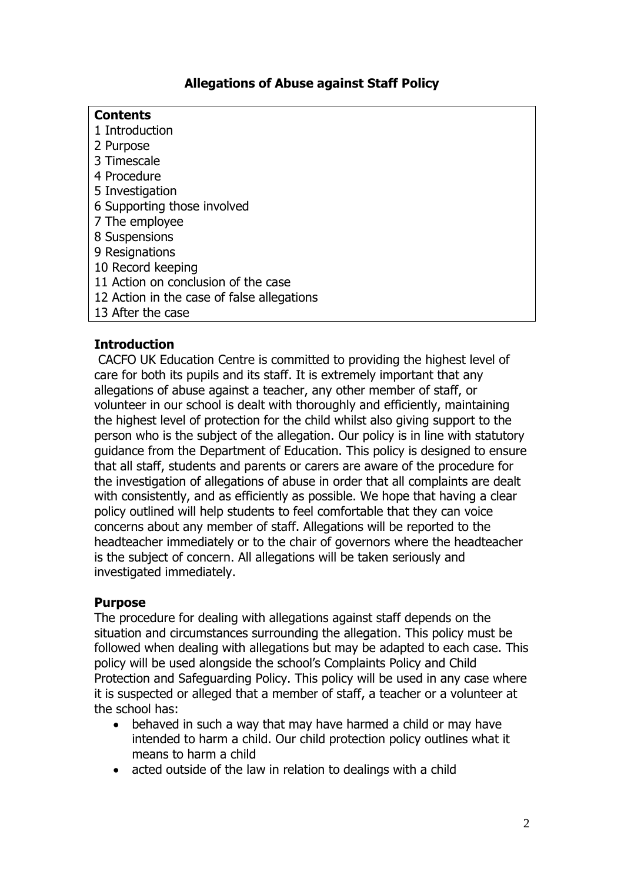# Allegations of Abuse against Staff Policy

**Contents**

1 Introduction
2 Purpose
3 Timescale
4 Procedure
5 Investigation
6 Supporting those involved
7 The employee
8 Suspensions
9 Resignations
10 Record keeping
11 Action on conclusion of the case
12 Action in the case of false allegations
13 After the case

## Introduction

CACFO UK Education Centre is committed to providing the highest level of care for both its pupils and its staff. It is extremely important that any allegations of abuse against a teacher, any other member of staff, or volunteer in our school is dealt with thoroughly and efficiently, maintaining the highest level of protection for the child whilst also giving support to the person who is the subject of the allegation. Our policy is in line with statutory guidance from the Department of Education. This policy is designed to ensure that all staff, students and parents or carers are aware of the procedure for the investigation of allegations of abuse in order that all complaints are dealt with consistently, and as efficiently as possible. We hope that having a clear policy outlined will help students to feel comfortable that they can voice concerns about any member of staff. Allegations will be reported to the headteacher immediately or to the chair of governors where the headteacher is the subject of concern. All allegations will be taken seriously and investigated immediately.

## Purpose

The procedure for dealing with allegations against staff depends on the situation and circumstances surrounding the allegation. This policy must be followed when dealing with allegations but may be adapted to each case. This policy will be used alongside the school's Complaints Policy and Child Protection and Safeguarding Policy. This policy will be used in any case where it is suspected or alleged that a member of staff, a teacher or a volunteer at the school has:

- behaved in such a way that may have harmed a child or may have intended to harm a child. Our child protection policy outlines what it means to harm a child
- acted outside of the law in relation to dealings with a child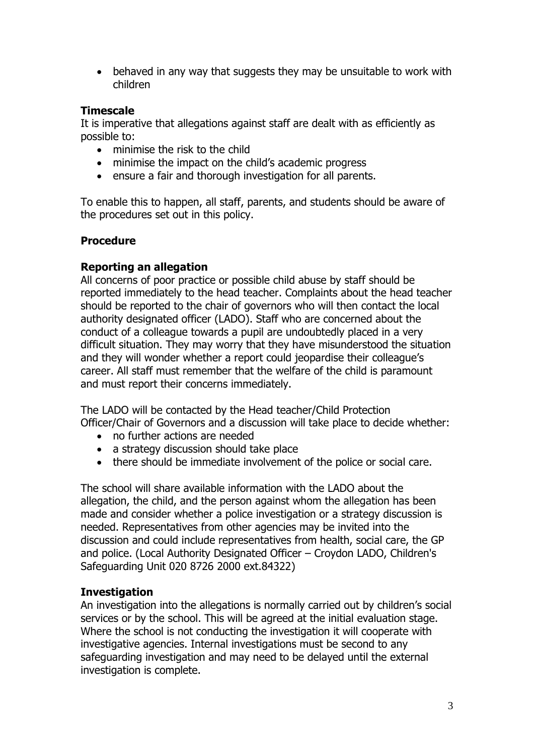- behaved in any way that suggests they may be unsuitable to work with children

**Timescale**

It is imperative that allegations against staff are dealt with as efficiently as possible to:

- minimise the risk to the child
- minimise the impact on the child's academic progress
- ensure a fair and thorough investigation for all parents.

To enable this to happen, all staff, parents, and students should be aware of the procedures set out in this policy.

**Procedure**

**Reporting an allegation**

All concerns of poor practice or possible child abuse by staff should be reported immediately to the head teacher. Complaints about the head teacher should be reported to the chair of governors who will then contact the local authority designated officer (LADO). Staff who are concerned about the conduct of a colleague towards a pupil are undoubtedly placed in a very difficult situation. They may worry that they have misunderstood the situation and they will wonder whether a report could jeopardise their colleague's career. All staff must remember that the welfare of the child is paramount and must report their concerns immediately.

The LADO will be contacted by the Head teacher/Child Protection Officer/Chair of Governors and a discussion will take place to decide whether:

- no further actions are needed
- a strategy discussion should take place
- there should be immediate involvement of the police or social care.

The school will share available information with the LADO about the allegation, the child, and the person against whom the allegation has been made and consider whether a police investigation or a strategy discussion is needed. Representatives from other agencies may be invited into the discussion and could include representatives from health, social care, the GP and police. (Local Authority Designated Officer – Croydon LADO, Children's Safeguarding Unit 020 8726 2000 ext.84322)

**Investigation**

An investigation into the allegations is normally carried out by children's social services or by the school. This will be agreed at the initial evaluation stage. Where the school is not conducting the investigation it will cooperate with investigative agencies. Internal investigations must be second to any safeguarding investigation and may need to be delayed until the external investigation is complete.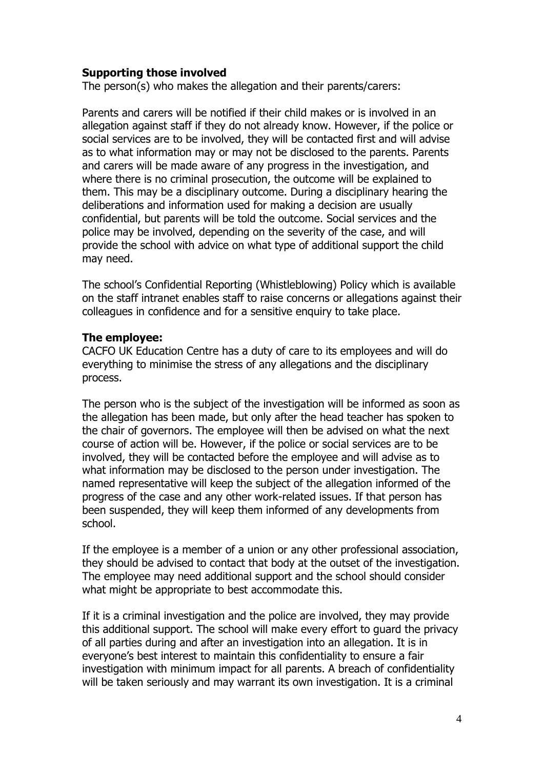**Supporting those involved**

The person(s) who makes the allegation and their parents/carers:

Parents and carers will be notified if their child makes or is involved in an allegation against staff if they do not already know. However, if the police or social services are to be involved, they will be contacted first and will advise as to what information may or may not be disclosed to the parents. Parents and carers will be made aware of any progress in the investigation, and where there is no criminal prosecution, the outcome will be explained to them. This may be a disciplinary outcome. During a disciplinary hearing the deliberations and information used for making a decision are usually confidential, but parents will be told the outcome. Social services and the police may be involved, depending on the severity of the case, and will provide the school with advice on what type of additional support the child may need.

The school's Confidential Reporting (Whistleblowing) Policy which is available on the staff intranet enables staff to raise concerns or allegations against their colleagues in confidence and for a sensitive enquiry to take place.

**The employee:**

CACFO UK Education Centre has a duty of care to its employees and will do everything to minimise the stress of any allegations and the disciplinary process.

The person who is the subject of the investigation will be informed as soon as the allegation has been made, but only after the head teacher has spoken to the chair of governors. The employee will then be advised on what the next course of action will be. However, if the police or social services are to be involved, they will be contacted before the employee and will advise as to what information may be disclosed to the person under investigation. The named representative will keep the subject of the allegation informed of the progress of the case and any other work-related issues. If that person has been suspended, they will keep them informed of any developments from school.

If the employee is a member of a union or any other professional association, they should be advised to contact that body at the outset of the investigation. The employee may need additional support and the school should consider what might be appropriate to best accommodate this.

If it is a criminal investigation and the police are involved, they may provide this additional support. The school will make every effort to guard the privacy of all parties during and after an investigation into an allegation. It is in everyone's best interest to maintain this confidentiality to ensure a fair investigation with minimum impact for all parents. A breach of confidentiality will be taken seriously and may warrant its own investigation. It is a criminal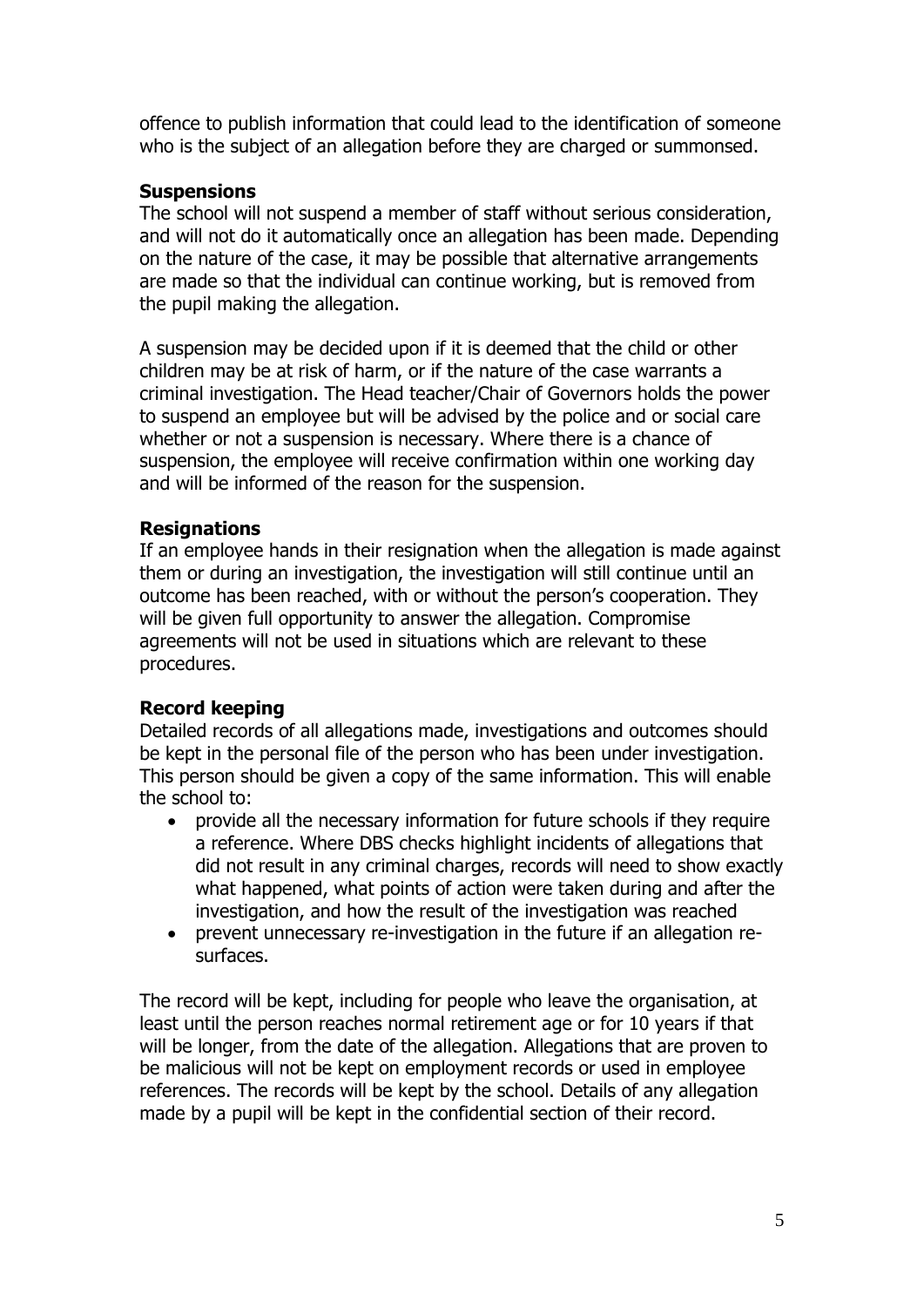offence to publish information that could lead to the identification of someone who is the subject of an allegation before they are charged or summonsed.

**Suspensions**

The school will not suspend a member of staff without serious consideration, and will not do it automatically once an allegation has been made. Depending on the nature of the case, it may be possible that alternative arrangements are made so that the individual can continue working, but is removed from the pupil making the allegation.

A suspension may be decided upon if it is deemed that the child or other children may be at risk of harm, or if the nature of the case warrants a criminal investigation. The Head teacher/Chair of Governors holds the power to suspend an employee but will be advised by the police and or social care whether or not a suspension is necessary. Where there is a chance of suspension, the employee will receive confirmation within one working day and will be informed of the reason for the suspension.

**Resignations**

If an employee hands in their resignation when the allegation is made against them or during an investigation, the investigation will still continue until an outcome has been reached, with or without the person's cooperation. They will be given full opportunity to answer the allegation. Compromise agreements will not be used in situations which are relevant to these procedures.

**Record keeping**

Detailed records of all allegations made, investigations and outcomes should be kept in the personal file of the person who has been under investigation. This person should be given a copy of the same information. This will enable the school to:

- provide all the necessary information for future schools if they require a reference. Where DBS checks highlight incidents of allegations that did not result in any criminal charges, records will need to show exactly what happened, what points of action were taken during and after the investigation, and how the result of the investigation was reached
- prevent unnecessary re-investigation in the future if an allegation re-surfaces.

The record will be kept, including for people who leave the organisation, at least until the person reaches normal retirement age or for 10 years if that will be longer, from the date of the allegation. Allegations that are proven to be malicious will not be kept on employment records or used in employee references. The records will be kept by the school. Details of any allegation made by a pupil will be kept in the confidential section of their record.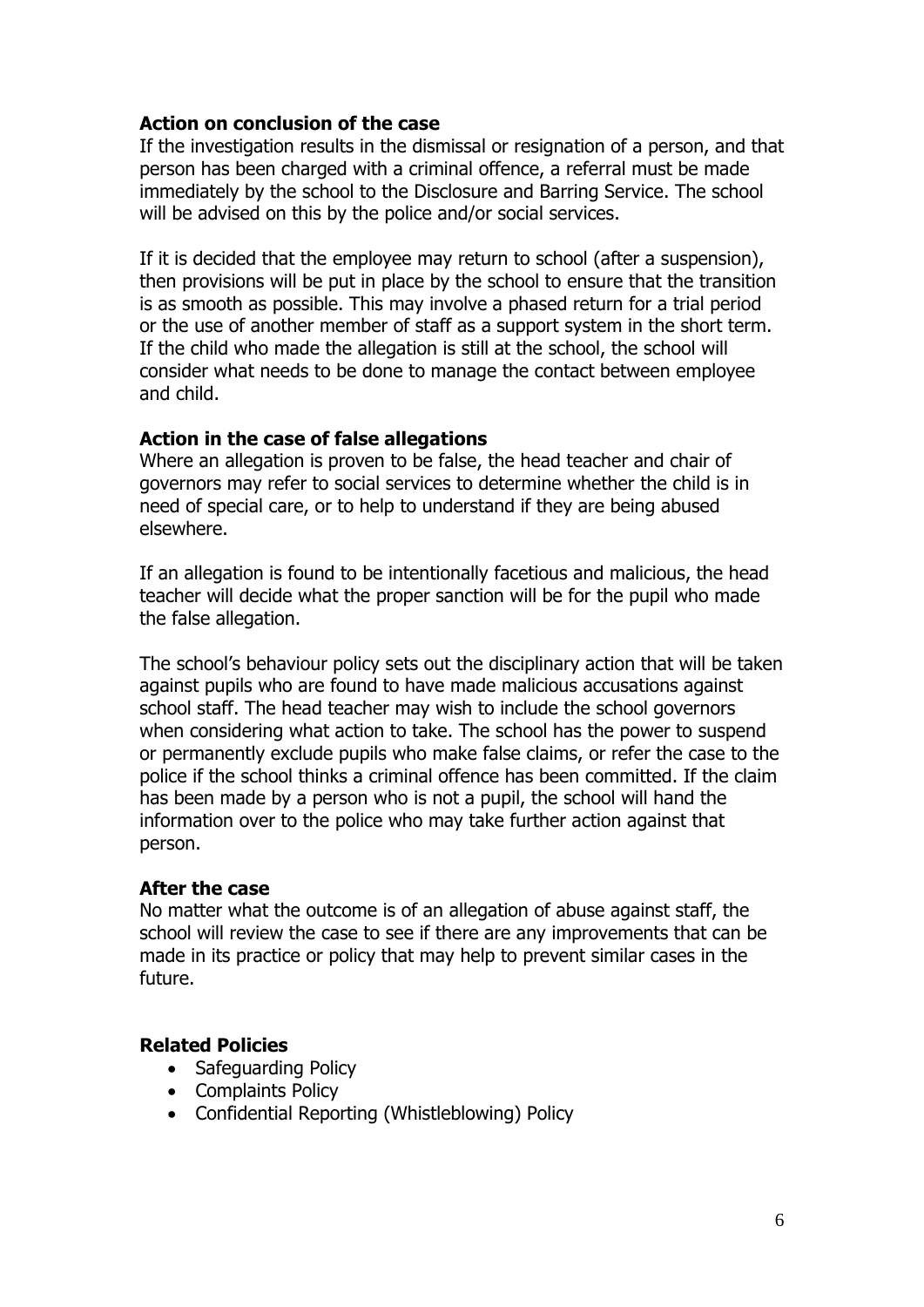### Action on conclusion of the case

If the investigation results in the dismissal or resignation of a person, and that person has been charged with a criminal offence, a referral must be made immediately by the school to the Disclosure and Barring Service. The school will be advised on this by the police and/or social services.

If it is decided that the employee may return to school (after a suspension), then provisions will be put in place by the school to ensure that the transition is as smooth as possible. This may involve a phased return for a trial period or the use of another member of staff as a support system in the short term. If the child who made the allegation is still at the school, the school will consider what needs to be done to manage the contact between employee and child.

### Action in the case of false allegations

Where an allegation is proven to be false, the head teacher and chair of governors may refer to social services to determine whether the child is in need of special care, or to help to understand if they are being abused elsewhere.

If an allegation is found to be intentionally facetious and malicious, the head teacher will decide what the proper sanction will be for the pupil who made the false allegation.

The school's behaviour policy sets out the disciplinary action that will be taken against pupils who are found to have made malicious accusations against school staff. The head teacher may wish to include the school governors when considering what action to take. The school has the power to suspend or permanently exclude pupils who make false claims, or refer the case to the police if the school thinks a criminal offence has been committed. If the claim has been made by a person who is not a pupil, the school will hand the information over to the police who may take further action against that person.

### After the case

No matter what the outcome is of an allegation of abuse against staff, the school will review the case to see if there are any improvements that can be made in its practice or policy that may help to prevent similar cases in the future.

### Related Policies

- Safeguarding Policy
- Complaints Policy
- Confidential Reporting (Whistleblowing) Policy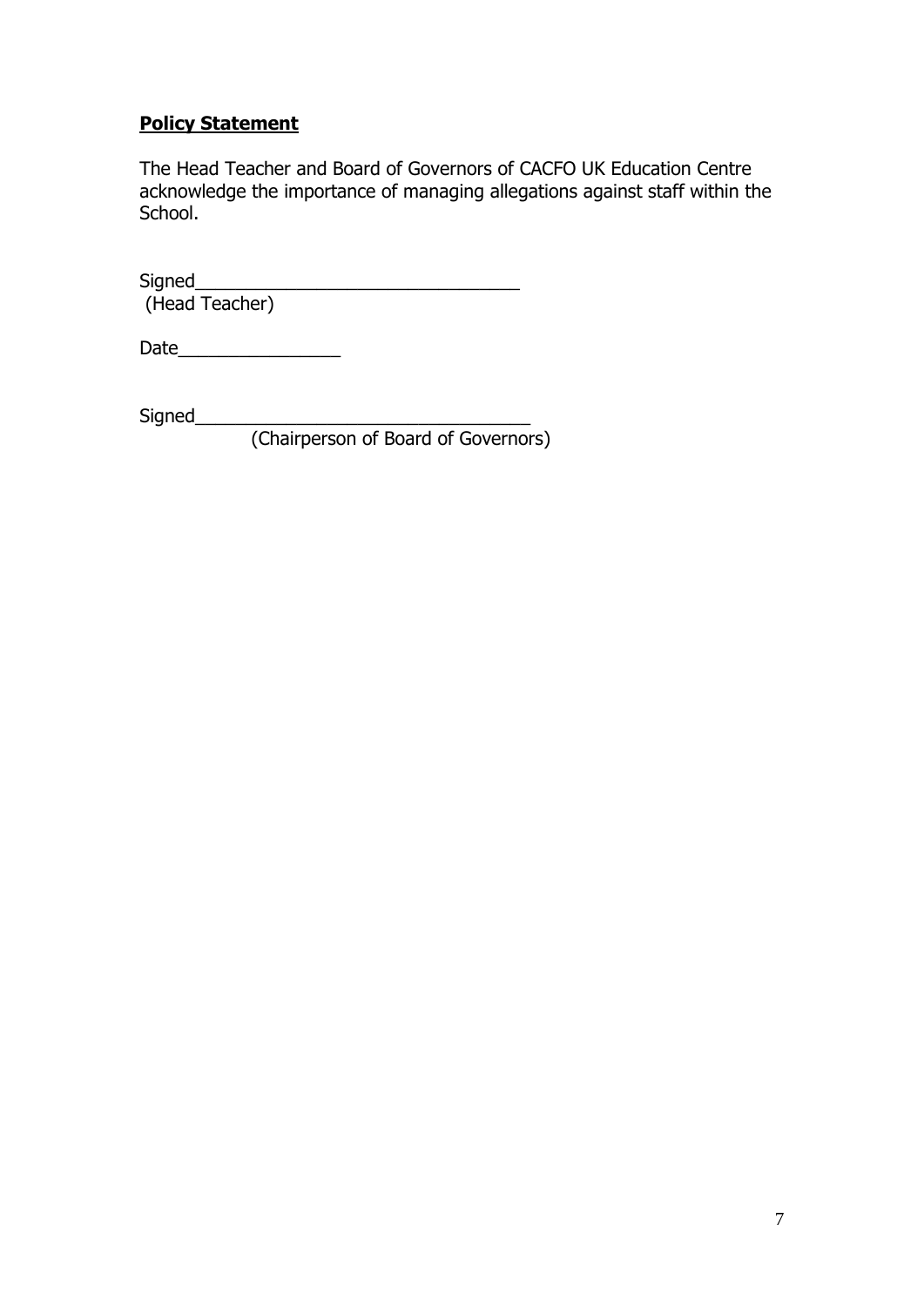**Policy Statement**

The Head Teacher and Board of Governors of CACFO UK Education Centre acknowledge the importance of managing allegations against staff within the School.

Signed________________________________
(Head Teacher)

Date________________

Signed_________________________________
(Chairperson of Board of Governors)